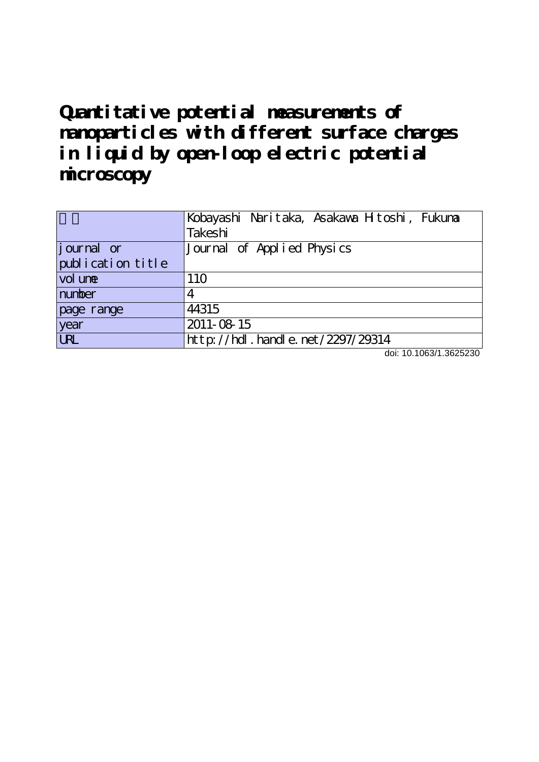# Quantitative potential measurements of nanoparticles with different surface charges in liquid by open-loop electric potential microscopy

| 著者 | Kobayashi Naritaka, Asakawa Hitoshi, Fukuma Takeshi |
|---|---|
| journal or publication title | Journal of Applied Physics |
| volume | 110 |
| number | 4 |
| page range | 44315 |
| year | 2011-08-15 |
| URL | http://hdl.handle.net/2297/29314 |

doi: 10.1063/1.3625230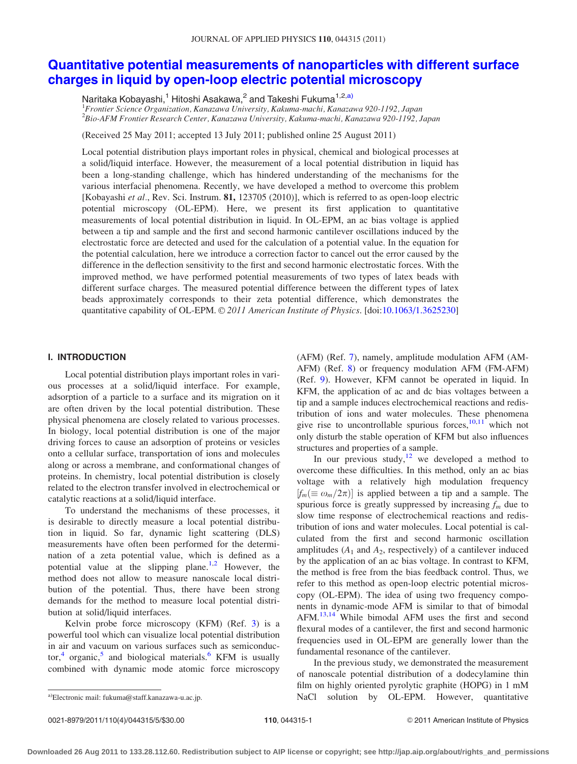# Quantitative potential measurements of nanoparticles with different surface charges in liquid by open-loop electric potential microscopy

Naritaka Kobayashi,[1] Hitoshi Asakawa,[2] and Takeshi Fukuma[1,2,a)]

[1]*Frontier Science Organization, Kanazawa University, Kakuma-machi, Kanazawa 920-1192, Japan*
[2]*Bio-AFM Frontier Research Center, Kanazawa University, Kakuma-machi, Kanazawa 920-1192, Japan*

(Received 25 May 2011; accepted 13 July 2011; published online 25 August 2011)

Local potential distribution plays important roles in physical, chemical and biological processes at a solid/liquid interface. However, the measurement of a local potential distribution in liquid has been a long-standing challenge, which has hindered understanding of the mechanisms for the various interfacial phenomena. Recently, we have developed a method to overcome this problem [Kobayashi *et al.*, Rev. Sci. Instrum. **81,** 123705 (2010)], which is referred to as open-loop electric potential microscopy (OL-EPM). Here, we present its first application to quantitative measurements of local potential distribution in liquid. In OL-EPM, an ac bias voltage is applied between a tip and sample and the first and second harmonic cantilever oscillations induced by the electrostatic force are detected and used for the calculation of a potential value. In the equation for the potential calculation, here we introduce a correction factor to cancel out the error caused by the difference in the deflection sensitivity to the first and second harmonic electrostatic forces. With the improved method, we have performed potential measurements of two types of latex beads with different surface charges. The measured potential difference between the different types of latex beads approximately corresponds to their zeta potential difference, which demonstrates the quantitative capability of OL-EPM. © *2011 American Institute of Physics*. [doi:10.1063/1.3625230]

## I. INTRODUCTION

Local potential distribution plays important roles in various processes at a solid/liquid interface. For example, adsorption of a particle to a surface and its migration on it are often driven by the local potential distribution. These physical phenomena are closely related to various processes. In biology, local potential distribution is one of the major driving forces to cause an adsorption of proteins or vesicles onto a cellular surface, transportation of ions and molecules along or across a membrane, and conformational changes of proteins. In chemistry, local potential distribution is closely related to the electron transfer involved in electrochemical or catalytic reactions at a solid/liquid interface.

To understand the mechanisms of these processes, it is desirable to directly measure a local potential distribution in liquid. So far, dynamic light scattering (DLS) measurements have often been performed for the determination of a zeta potential value, which is defined as a potential value at the slipping plane.[1,2] However, the method does not allow to measure nanoscale local distribution of the potential. Thus, there have been strong demands for the method to measure local potential distribution at solid/liquid interfaces.

Kelvin probe force microscopy (KFM) (Ref. 3) is a powerful tool which can visualize local potential distribution in air and vacuum on various surfaces such as semiconductor,[4] organic,[5] and biological materials.[6] KFM is usually combined with dynamic mode atomic force microscopy (AFM) (Ref. 7), namely, amplitude modulation AFM (AM-AFM) (Ref. 8) or frequency modulation AFM (FM-AFM) (Ref. 9). However, KFM cannot be operated in liquid. In KFM, the application of ac and dc bias voltages between a tip and a sample induces electrochemical reactions and redistribution of ions and water molecules. These phenomena give rise to uncontrollable spurious forces,[10,11] which not only disturb the stable operation of KFM but also influences structures and properties of a sample.

In our previous study,[12] we developed a method to overcome these difficulties. In this method, only an ac bias voltage with a relatively high modulation frequency $[f_m(\equiv \omega_m/2\pi)]$ is applied between a tip and a sample. The spurious force is greatly suppressed by increasing $f_m$ due to slow time response of electrochemical reactions and redistribution of ions and water molecules. Local potential is calculated from the first and second harmonic oscillation amplitudes ($A_1$ and $A_2$, respectively) of a cantilever induced by the application of an ac bias voltage. In contrast to KFM, the method is free from the bias feedback control. Thus, we refer to this method as open-loop electric potential microscopy (OL-EPM). The idea of using two frequency components in dynamic-mode AFM is similar to that of bimodal AFM.[13,14] While bimodal AFM uses the first and second flexural modes of a cantilever, the first and second harmonic frequencies used in OL-EPM are generally lower than the fundamental resonance of the cantilever.

In the previous study, we demonstrated the measurement of nanoscale potential distribution of a dodecylamine thin film on highly oriented pyrolytic graphite (HOPG) in 1 mM NaCl solution by OL-EPM. However, quantitative

a)Electronic mail: fukuma@staff.kanazawa-u.ac.jp.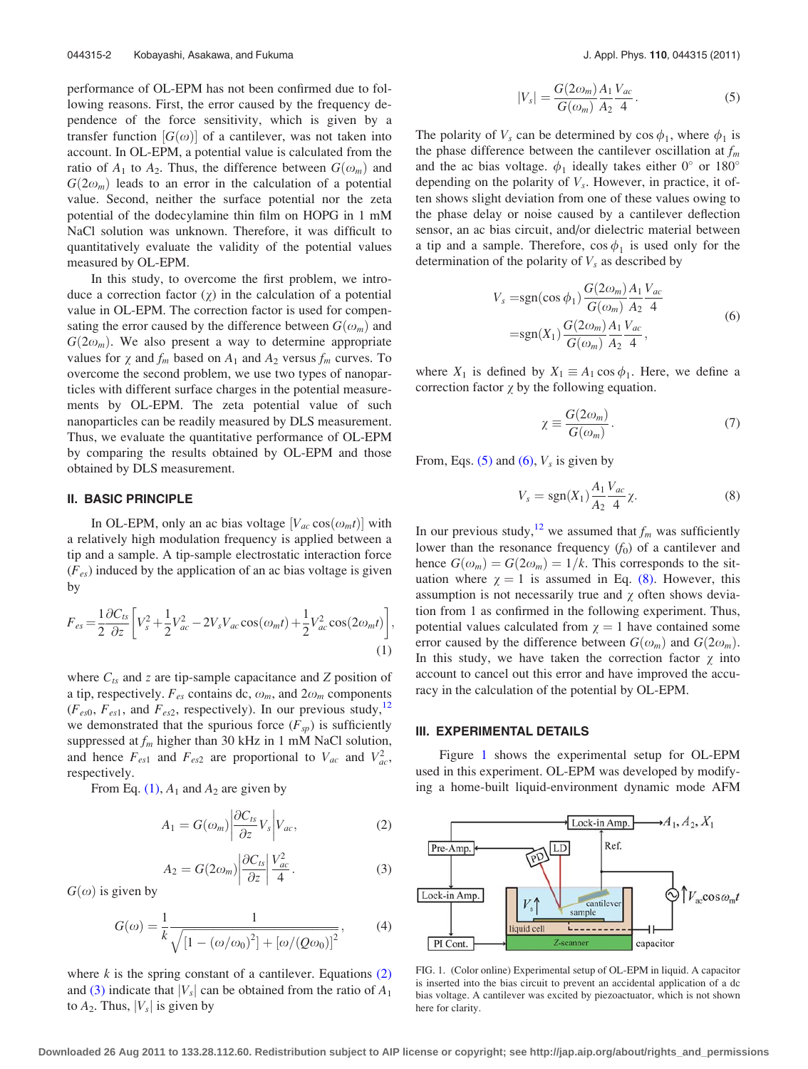performance of OL-EPM has not been confirmed due to following reasons. First, the error caused by the frequency dependence of the force sensitivity, which is given by a transfer function $[G(\omega)]$ of a cantilever, was not taken into account. In OL-EPM, a potential value is calculated from the ratio of $A_1$ to $A_2$. Thus, the difference between $G(\omega_m)$ and $G(2\omega_m)$ leads to an error in the calculation of a potential value. Second, neither the surface potential nor the zeta potential of the dodecylamine thin film on HOPG in 1 mM NaCl solution was unknown. Therefore, it was difficult to quantitatively evaluate the validity of the potential values measured by OL-EPM.

In this study, to overcome the first problem, we introduce a correction factor ($\chi$) in the calculation of a potential value in OL-EPM. The correction factor is used for compensating the error caused by the difference between $G(\omega_m)$ and $G(2\omega_m)$. We also present a way to determine appropriate values for $\chi$ and $f_m$ based on $A_1$ and $A_2$ versus $f_m$ curves. To overcome the second problem, we use two types of nanoparticles with different surface charges in the potential measurements by OL-EPM. The zeta potential value of such nanoparticles can be readily measured by DLS measurement. Thus, we evaluate the quantitative performance of OL-EPM by comparing the results obtained by OL-EPM and those obtained by DLS measurement.

## II. BASIC PRINCIPLE

In OL-EPM, only an ac bias voltage $[V_{ac}\cos(\omega_m t)]$ with a relatively high modulation frequency is applied between a tip and a sample. A tip-sample electrostatic interaction force ($F_{es}$) induced by the application of an ac bias voltage is given by

$$F_{es} = \frac{1}{2}\frac{\partial C_{ts}}{\partial z}\left[V_s^2 + \frac{1}{2}V_{ac}^2 - 2V_s V_{ac}\cos(\omega_m t) + \frac{1}{2}V_{ac}^2\cos(2\omega_m t)\right], \tag{1}$$

where $C_{ts}$ and $z$ are tip-sample capacitance and Z position of a tip, respectively. $F_{es}$ contains dc, $\omega_m$, and $2\omega_m$ components ($F_{es0}$, $F_{es1}$, and $F_{es2}$, respectively). In our previous study,[12] we demonstrated that the spurious force ($F_{sp}$) is sufficiently suppressed at $f_m$ higher than 30 kHz in 1 mM NaCl solution, and hence $F_{es1}$ and $F_{es2}$ are proportional to $V_{ac}$ and $V_{ac}^2$, respectively.

From Eq. (1), $A_1$ and $A_2$ are given by

$$A_1 = G(\omega_m)\left|\frac{\partial C_{ts}}{\partial z}V_s\right|V_{ac}, \tag{2}$$

$$A_2 = G(2\omega_m)\left|\frac{\partial C_{ts}}{\partial z}\right|\frac{V_{ac}^2}{4}. \tag{3}$$

$G(\omega)$ is given by

$$G(\omega) = \frac{1}{k}\frac{1}{\sqrt{\left[1-(\omega/\omega_0)^2\right] + \left[\omega/(Q\omega_0)\right]^2}}, \tag{4}$$

where $k$ is the spring constant of a cantilever. Equations (2) and (3) indicate that $|V_s|$ can be obtained from the ratio of $A_1$ to $A_2$. Thus, $|V_s|$ is given by

$$|V_s| = \frac{G(2\omega_m)}{G(\omega_m)}\frac{A_1}{A_2}\frac{V_{ac}}{4}. \tag{5}$$

The polarity of $V_s$ can be determined by $\cos\phi_1$, where $\phi_1$ is the phase difference between the cantilever oscillation at $f_m$ and the ac bias voltage. $\phi_1$ ideally takes either 0° or 180° depending on the polarity of $V_s$. However, in practice, it often shows slight deviation from one of these values owing to the phase delay or noise caused by a cantilever deflection sensor, an ac bias circuit, and/or dielectric material between a tip and a sample. Therefore, $\cos\phi_1$ is used only for the determination of the polarity of $V_s$ as described by

$$\begin{aligned} V_s &= \mathrm{sgn}(\cos\phi_1)\frac{G(2\omega_m)}{G(\omega_m)}\frac{A_1}{A_2}\frac{V_{ac}}{4} \\ &= \mathrm{sgn}(X_1)\frac{G(2\omega_m)}{G(\omega_m)}\frac{A_1}{A_2}\frac{V_{ac}}{4}, \end{aligned} \tag{6}$$

where $X_1$ is defined by $X_1 \equiv A_1\cos\phi_1$. Here, we define a correction factor $\chi$ by the following equation.

$$\chi \equiv \frac{G(2\omega_m)}{G(\omega_m)}. \tag{7}$$

From, Eqs. (5) and (6), $V_s$ is given by

$$V_s = \mathrm{sgn}(X_1)\frac{A_1}{A_2}\frac{V_{ac}}{4}\chi. \tag{8}$$

In our previous study,[12] we assumed that $f_m$ was sufficiently lower than the resonance frequency ($f_0$) of a cantilever and hence $G(\omega_m) = G(2\omega_m) = 1/k$. This corresponds to the situation where $\chi = 1$ is assumed in Eq. (8). However, this assumption is not necessarily true and $\chi$ often shows deviation from 1 as confirmed in the following experiment. Thus, potential values calculated from $\chi = 1$ have contained some error caused by the difference between $G(\omega_m)$ and $G(2\omega_m)$. In this study, we have taken the correction factor $\chi$ into account to cancel out this error and have improved the accuracy in the calculation of the potential by OL-EPM.

## III. EXPERIMENTAL DETAILS

Figure 1 shows the experimental setup for OL-EPM used in this experiment. OL-EPM was developed by modifying a home-built liquid-environment dynamic mode AFM

FIG. 1. (Color online) Experimental setup of OL-EPM in liquid. A capacitor is inserted into the bias circuit to prevent an accidental application of a dc bias voltage. A cantilever was excited by piezoactuator, which is not shown here for clarity.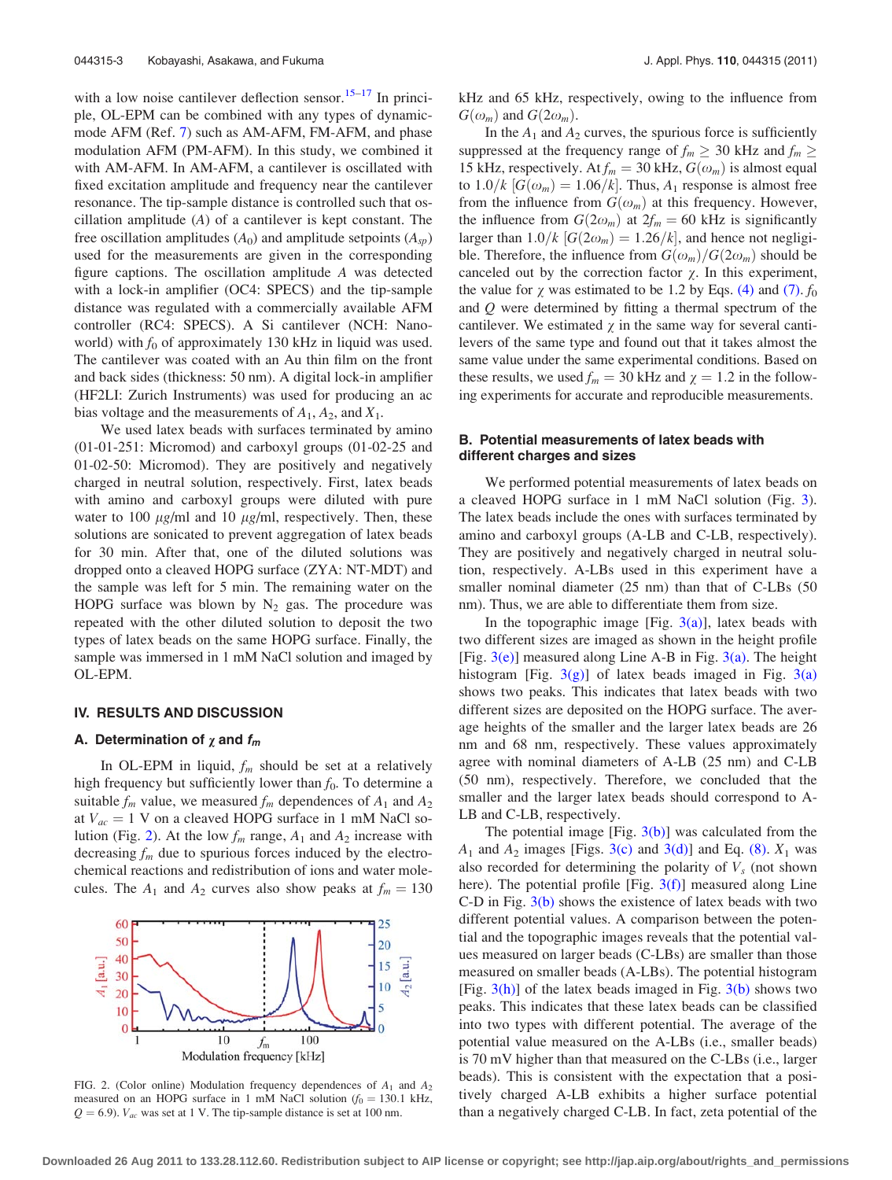with a low noise cantilever deflection sensor.[15–17] In principle, OL-EPM can be combined with any types of dynamic-mode AFM (Ref. 7) such as AM-AFM, FM-AFM, and phase modulation AFM (PM-AFM). In this study, we combined it with AM-AFM. In AM-AFM, a cantilever is oscillated with fixed excitation amplitude and frequency near the cantilever resonance. The tip-sample distance is controlled such that oscillation amplitude ($A$) of a cantilever is kept constant. The free oscillation amplitudes ($A_0$) and amplitude setpoints ($A_{sp}$) used for the measurements are given in the corresponding figure captions. The oscillation amplitude $A$ was detected with a lock-in amplifier (OC4: SPECS) and the tip-sample distance was regulated with a commercially available AFM controller (RC4: SPECS). A Si cantilever (NCH: Nanoworld) with $f_0$ of approximately 130 kHz in liquid was used. The cantilever was coated with an Au thin film on the front and back sides (thickness: 50 nm). A digital lock-in amplifier (HF2LI: Zurich Instruments) was used for producing an ac bias voltage and the measurements of $A_1$, $A_2$, and $X_1$.

We used latex beads with surfaces terminated by amino (01-01-251: Micromod) and carboxyl groups (01-02-25 and 01-02-50: Micromod). They are positively and negatively charged in neutral solution, respectively. First, latex beads with amino and carboxyl groups were diluted with pure water to 100 $\mu$g/ml and 10 $\mu$g/ml, respectively. Then, these solutions are sonicated to prevent aggregation of latex beads for 30 min. After that, one of the diluted solutions was dropped onto a cleaved HOPG surface (ZYA: NT-MDT) and the sample was left for 5 min. The remaining water on the HOPG surface was blown by $N_2$ gas. The procedure was repeated with the other diluted solution to deposit the two types of latex beads on the same HOPG surface. Finally, the sample was immersed in 1 mM NaCl solution and imaged by OL-EPM.

## IV. RESULTS AND DISCUSSION

### A. Determination of $\chi$ and $f_m$

In OL-EPM in liquid, $f_m$ should be set at a relatively high frequency but sufficiently lower than $f_0$. To determine a suitable $f_m$ value, we measured $f_m$ dependences of $A_1$ and $A_2$ at $V_{ac} = 1$ V on a cleaved HOPG surface in 1 mM NaCl solution (Fig. 2). At the low $f_m$ range, $A_1$ and $A_2$ increase with decreasing $f_m$ due to spurious forces induced by the electrochemical reactions and redistribution of ions and water molecules. The $A_1$ and $A_2$ curves also show peaks at $f_m = 130$ kHz and 65 kHz, respectively, owing to the influence from $G(\omega_m)$ and $G(2\omega_m)$.

FIG. 2. (Color online) Modulation frequency dependences of $A_1$ and $A_2$ measured on an HOPG surface in 1 mM NaCl solution ($f_0 = 130.1$ kHz, $Q = 6.9$). $V_{ac}$ was set at 1 V. The tip-sample distance is set at 100 nm.

In the $A_1$ and $A_2$ curves, the spurious force is sufficiently suppressed at the frequency range of $f_m \geq 30$ kHz and $f_m \geq 15$ kHz, respectively. At $f_m = 30$ kHz, $G(\omega_m)$ is almost equal to $1.0/k$ [$G(\omega_m) = 1.06/k$]. Thus, $A_1$ response is almost free from the influence from $G(\omega_m)$ at this frequency. However, the influence from $G(2\omega_m)$ at $2f_m = 60$ kHz is significantly larger than $1.0/k$ [$G(2\omega_m) = 1.26/k$], and hence not negligible. Therefore, the influence from $G(\omega_m)/G(2\omega_m)$ should be canceled out by the correction factor $\chi$. In this experiment, the value for $\chi$ was estimated to be 1.2 by Eqs. (4) and (7). $f_0$ and $Q$ were determined by fitting a thermal spectrum of the cantilever. We estimated $\chi$ in the same way for several cantilevers of the same type and found out that it takes almost the same value under the same experimental conditions. Based on these results, we used $f_m = 30$ kHz and $\chi = 1.2$ in the following experiments for accurate and reproducible measurements.

### B. Potential measurements of latex beads with different charges and sizes

We performed potential measurements of latex beads on a cleaved HOPG surface in 1 mM NaCl solution (Fig. 3). The latex beads include the ones with surfaces terminated by amino and carboxyl groups (A-LB and C-LB, respectively). They are positively and negatively charged in neutral solution, respectively. A-LBs used in this experiment have a smaller nominal diameter (25 nm) than that of C-LBs (50 nm). Thus, we are able to differentiate them from size.

In the topographic image [Fig. 3(a)], latex beads with two different sizes are imaged as shown in the height profile [Fig. 3(e)] measured along Line A-B in Fig. 3(a). The height histogram [Fig. 3(g)] of latex beads imaged in Fig. 3(a) shows two peaks. This indicates that latex beads with two different sizes are deposited on the HOPG surface. The average heights of the smaller and the larger latex beads are 26 nm and 68 nm, respectively. These values approximately agree with nominal diameters of A-LB (25 nm) and C-LB (50 nm), respectively. Therefore, we concluded that the smaller and the larger latex beads should correspond to A-LB and C-LB, respectively.

The potential image [Fig. 3(b)] was calculated from the $A_1$ and $A_2$ images [Figs. 3(c) and 3(d)] and Eq. (8). $X_1$ was also recorded for determining the polarity of $V_s$ (not shown here). The potential profile [Fig. 3(f)] measured along Line C-D in Fig. 3(b) shows the existence of latex beads with two different potential values. A comparison between the potential and the topographic images reveals that the potential values measured on larger beads (C-LBs) are smaller than those measured on smaller beads (A-LBs). The potential histogram [Fig. 3(h)] of the latex beads imaged in Fig. 3(b) shows two peaks. This indicates that these latex beads can be classified into two types with different potential. The average of the potential value measured on the A-LBs (i.e., smaller beads) is 70 mV higher than that measured on the C-LBs (i.e., larger beads). This is consistent with the expectation that a positively charged A-LB exhibits a higher surface potential than a negatively charged C-LB. In fact, zeta potential of the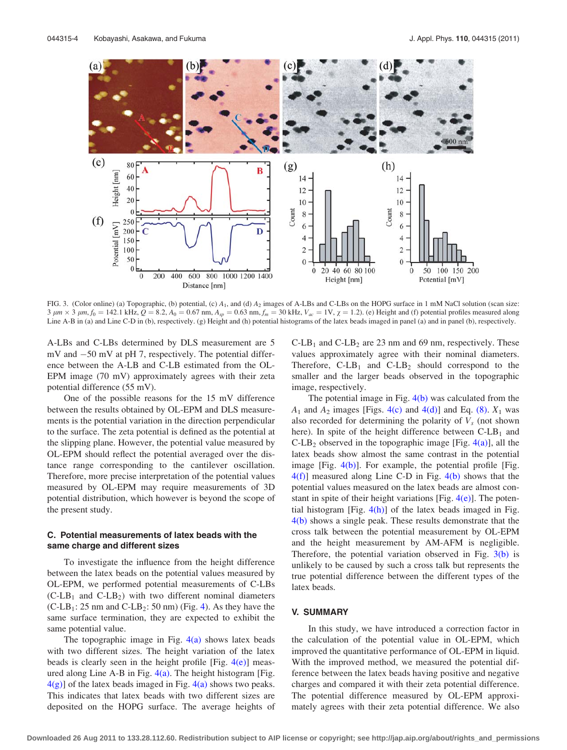FIG. 3. (Color online) (a) Topographic, (b) potential, (c) $A_1$, and (d) $A_2$ images of A-LBs and C-LBs on the HOPG surface in 1 mM NaCl solution (scan size: 3 $\mu m$ × 3 $\mu m$, $f_0 = 142.1$ kHz, $Q = 8.2$, $A_0 = 0.67$ nm, $A_{sp} = 0.63$ nm, $f_m = 30$ kHz, $V_{ac} = 1$V, $\chi = 1.2$). (e) Height and (f) potential profiles measured along Line A-B in (a) and Line C-D in (b), respectively. (g) Height and (h) potential histograms of the latex beads imaged in panel (a) and in panel (b), respectively.

A-LBs and C-LBs determined by DLS measurement are 5 mV and −50 mV at pH 7, respectively. The potential difference between the A-LB and C-LB estimated from the OL-EPM image (70 mV) approximately agrees with their zeta potential difference (55 mV).

One of the possible reasons for the 15 mV difference between the results obtained by OL-EPM and DLS measurements is the potential variation in the direction perpendicular to the surface. The zeta potential is defined as the potential at the slipping plane. However, the potential value measured by OL-EPM should reflect the potential averaged over the distance range corresponding to the cantilever oscillation. Therefore, more precise interpretation of the potential values measured by OL-EPM may require measurements of 3D potential distribution, which however is beyond the scope of the present study.

### C. Potential measurements of latex beads with the same charge and different sizes

To investigate the influence from the height difference between the latex beads on the potential values measured by OL-EPM, we performed potential measurements of C-LBs ($C\text{-}LB_1$ and $C\text{-}LB_2$) with two different nominal diameters ($C\text{-}LB_1$: 25 nm and $C\text{-}LB_2$: 50 nm) (Fig. 4). As they have the same surface termination, they are expected to exhibit the same potential value.

The topographic image in Fig. 4(a) shows latex beads with two different sizes. The height variation of the latex beads is clearly seen in the height profile [Fig. 4(e)] measured along Line A-B in Fig. 4(a). The height histogram [Fig. 4(g)] of the latex beads imaged in Fig. 4(a) shows two peaks. This indicates that latex beads with two different sizes are deposited on the HOPG surface. The average heights of $C\text{-}LB_1$ and $C\text{-}LB_2$ are 23 nm and 69 nm, respectively. These values approximately agree with their nominal diameters. Therefore, $C\text{-}LB_1$ and $C\text{-}LB_2$ should correspond to the smaller and the larger beads observed in the topographic image, respectively.

The potential image in Fig. 4(b) was calculated from the $A_1$ and $A_2$ images [Figs. 4(c) and 4(d)] and Eq. (8). $X_1$ was also recorded for determining the polarity of $V_s$ (not shown here). In spite of the height difference between $C\text{-}LB_1$ and $C\text{-}LB_2$ observed in the topographic image [Fig. 4(a)], all the latex beads show almost the same contrast in the potential image [Fig. 4(b)]. For example, the potential profile [Fig. 4(f)] measured along Line C-D in Fig. 4(b) shows that the potential values measured on the latex beads are almost constant in spite of their height variations [Fig. 4(e)]. The potential histogram [Fig. 4(h)] of the latex beads imaged in Fig. 4(b) shows a single peak. These results demonstrate that the cross talk between the potential measurement by OL-EPM and the height measurement by AM-AFM is negligible. Therefore, the potential variation observed in Fig. 3(b) is unlikely to be caused by such a cross talk but represents the true potential difference between the different types of the latex beads.

## V. SUMMARY

In this study, we have introduced a correction factor in the calculation of the potential value in OL-EPM, which improved the quantitative performance of OL-EPM in liquid. With the improved method, we measured the potential difference between the latex beads having positive and negative charges and compared it with their zeta potential difference. The potential difference measured by OL-EPM approximately agrees with their zeta potential difference. We also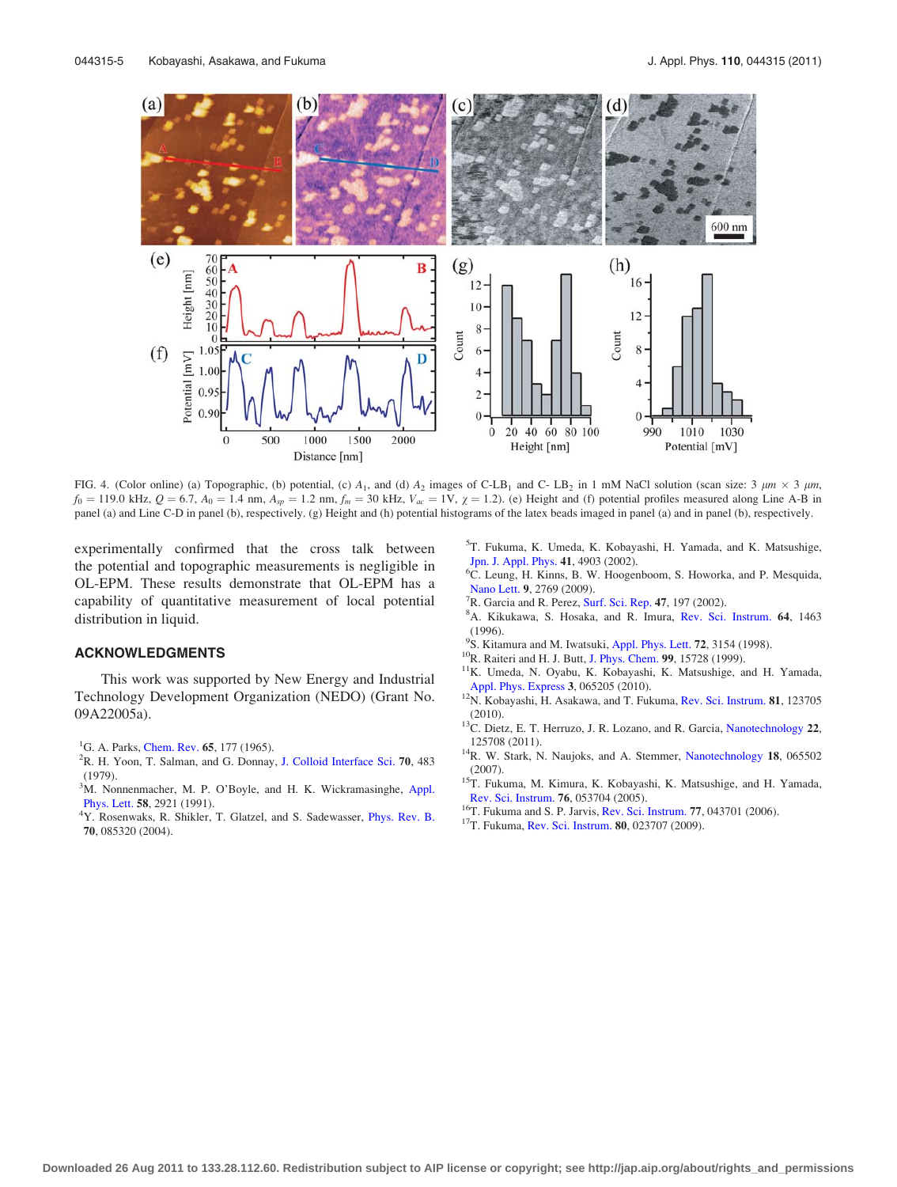(a) (b) (c) (d)

A B C D

600 nm

(e) (f) (g) (h)

Height [nm]

70 60 50 40 30 20 10 0

Potential [mV]

1.05 1.00 0.95 0.90

0 500 1000 1500 2000

Distance [nm]

Count

12 10 8 6 4 2 0

0 20 40 60 80 100

Height [nm]

Count

16 12 8 4 0

990 1010 1030

Potential [mV]

FIG. 4. (Color online) (a) Topographic, (b) potential, (c) $A_1$, and (d) $A_2$ images of C-LB$_1$ and C- LB$_2$ in 1 mM NaCl solution (scan size: 3 $\mu m$ × 3 $\mu m$, $f_0$ = 119.0 kHz, $Q$ = 6.7, $A_0$ = 1.4 nm, $A_{sp}$ = 1.2 nm, $f_m$ = 30 kHz, $V_{ac}$ = 1V, $\chi$ = 1.2). (e) Height and (f) potential profiles measured along Line A-B in panel (a) and Line C-D in panel (b), respectively. (g) Height and (h) potential histograms of the latex beads imaged in panel (a) and in panel (b), respectively.

experimentally confirmed that the cross talk between the potential and topographic measurements is negligible in OL-EPM. These results demonstrate that OL-EPM has a capability of quantitative measurement of local potential distribution in liquid.

## ACKNOWLEDGMENTS

This work was supported by New Energy and Industrial Technology Development Organization (NEDO) (Grant No. 09A22005a).

[1] G. A. Parks, Chem. Rev. **65**, 177 (1965).
[2] R. H. Yoon, T. Salman, and G. Donnay, J. Colloid Interface Sci. **70**, 483 (1979).
[3] M. Nonnenmacher, M. P. O'Boyle, and H. K. Wickramasinghe, Appl. Phys. Lett. **58**, 2921 (1991).
[4] Y. Rosenwaks, R. Shikler, T. Glatzel, and S. Sadewasser, Phys. Rev. B. **70**, 085320 (2004).
[5] T. Fukuma, K. Umeda, K. Kobayashi, H. Yamada, and K. Matsushige, Jpn. J. Appl. Phys. **41**, 4903 (2002).
[6] C. Leung, H. Kinns, B. W. Hoogenboom, S. Howorka, and P. Mesquida, Nano Lett. **9**, 2769 (2009).
[7] R. Garcia and R. Perez, Surf. Sci. Rep. **47**, 197 (2002).
[8] A. Kikukawa, S. Hosaka, and R. Imura, Rev. Sci. Instrum. **64**, 1463 (1996).
[9] S. Kitamura and M. Iwatsuki, Appl. Phys. Lett. **72**, 3154 (1998).
[10] R. Raiteri and H. J. Butt, J. Phys. Chem. **99**, 15728 (1999).
[11] K. Umeda, N. Oyabu, K. Kobayashi, K. Matsushige, and H. Yamada, Appl. Phys. Express **3**, 065205 (2010).
[12] N. Kobayashi, H. Asakawa, and T. Fukuma, Rev. Sci. Instrum. **81**, 123705 (2010).
[13] C. Dietz, E. T. Herruzo, J. R. Lozano, and R. Garcia, Nanotechnology **22**, 125708 (2011).
[14] R. W. Stark, N. Naujoks, and A. Stemmer, Nanotechnology **18**, 065502 (2007).
[15] T. Fukuma, M. Kimura, K. Kobayashi, K. Matsushige, and H. Yamada, Rev. Sci. Instrum. **76**, 053704 (2005).
[16] T. Fukuma and S. P. Jarvis, Rev. Sci. Instrum. **77**, 043701 (2006).
[17] T. Fukuma, Rev. Sci. Instrum. **80**, 023707 (2009).